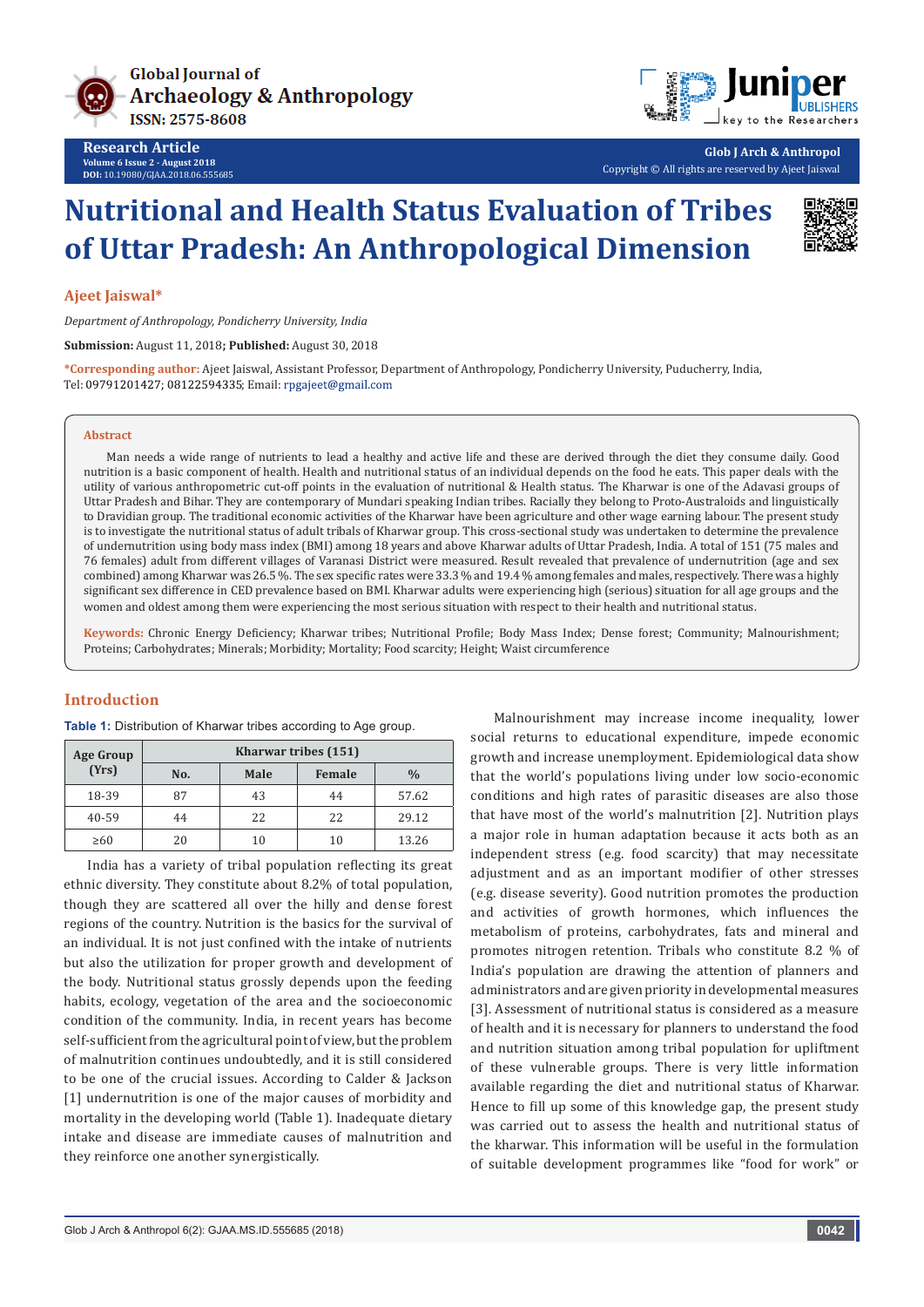# Nutritional and Health Status Evaluation of Tribes of Uttar Pradesh: An Anthropological Dimension

**Ajeet Jaiswal***

*Department of Anthropology, Pondicherry University, India*

**Submission:** August 11, 2018; **Published:** August 30, 2018

***Corresponding author:** Ajeet Jaiswal, Assistant Professor, Department of Anthropology, Pondicherry University, Puducherry, India, Tel: 09791201427; 08122594335; Email: rpgajeet@gmail.com

## Abstract

Man needs a wide range of nutrients to lead a healthy and active life and these are derived through the diet they consume daily. Good nutrition is a basic component of health. Health and nutritional status of an individual depends on the food he eats. This paper deals with the utility of various anthropometric cut-off points in the evaluation of nutritional & Health status. The Kharwar is one of the Adavasi groups of Uttar Pradesh and Bihar. They are contemporary of Mundari speaking Indian tribes. Racially they belong to Proto-Australoids and linguistically to Dravidian group. The traditional economic activities of the Kharwar have been agriculture and other wage earning labour. The present study is to investigate the nutritional status of adult tribals of Kharwar group. This cross-sectional study was undertaken to determine the prevalence of undernutrition using body mass index (BMI) among 18 years and above Kharwar adults of Uttar Pradesh, India. A total of 151 (75 males and 76 females) adult from different villages of Varanasi District were measured. Result revealed that prevalence of undernutrition (age and sex combined) among Kharwar was 26.5 %. The sex specific rates were 33.3 % and 19.4 % among females and males, respectively. There was a highly significant sex difference in CED prevalence based on BMI. Kharwar adults were experiencing high (serious) situation for all age groups and the women and oldest among them were experiencing the most serious situation with respect to their health and nutritional status.

**Keywords:** Chronic Energy Deficiency; Kharwar tribes; Nutritional Profile; Body Mass Index; Dense forest; Community; Malnourishment; Proteins; Carbohydrates; Minerals; Morbidity; Mortality; Food scarcity; Height; Waist circumference

## Introduction

**Table 1:** Distribution of Kharwar tribes according to Age group.

| Age Group (Yrs) | Kharwar tribes (151) | | | |
|---|---|---|---|---|
| | No. | Male | Female | % |
| 18-39 | 87 | 43 | 44 | 57.62 |
| 40-59 | 44 | 22 | 22 | 29.12 |
| ≥60 | 20 | 10 | 10 | 13.26 |

India has a variety of tribal population reflecting its great ethnic diversity. They constitute about 8.2% of total population, though they are scattered all over the hilly and dense forest regions of the country. Nutrition is the basics for the survival of an individual. It is not just confined with the intake of nutrients but also the utilization for proper growth and development of the body. Nutritional status grossly depends upon the feeding habits, ecology, vegetation of the area and the socioeconomic condition of the community. India, in recent years has become self-sufficient from the agricultural point of view, but the problem of malnutrition continues undoubtedly, and it is still considered to be one of the crucial issues. According to Calder & Jackson [1] undernutrition is one of the major causes of morbidity and mortality in the developing world (Table 1). Inadequate dietary intake and disease are immediate causes of malnutrition and they reinforce one another synergistically.

Malnourishment may increase income inequality, lower social returns to educational expenditure, impede economic growth and increase unemployment. Epidemiological data show that the world's populations living under low socio-economic conditions and high rates of parasitic diseases are also those that have most of the world's malnutrition [2]. Nutrition plays a major role in human adaptation because it acts both as an independent stress (e.g. food scarcity) that may necessitate adjustment and as an important modifier of other stresses (e.g. disease severity). Good nutrition promotes the production and activities of growth hormones, which influences the metabolism of proteins, carbohydrates, fats and mineral and promotes nitrogen retention. Tribals who constitute 8.2 % of India's population are drawing the attention of planners and administrators and are given priority in developmental measures [3]. Assessment of nutritional status is considered as a measure of health and it is necessary for planners to understand the food and nutrition situation among tribal population for upliftment of these vulnerable groups. There is very little information available regarding the diet and nutritional status of Kharwar. Hence to fill up some of this knowledge gap, the present study was carried out to assess the health and nutritional status of the kharwar. This information will be useful in the formulation of suitable development programmes like "food for work" or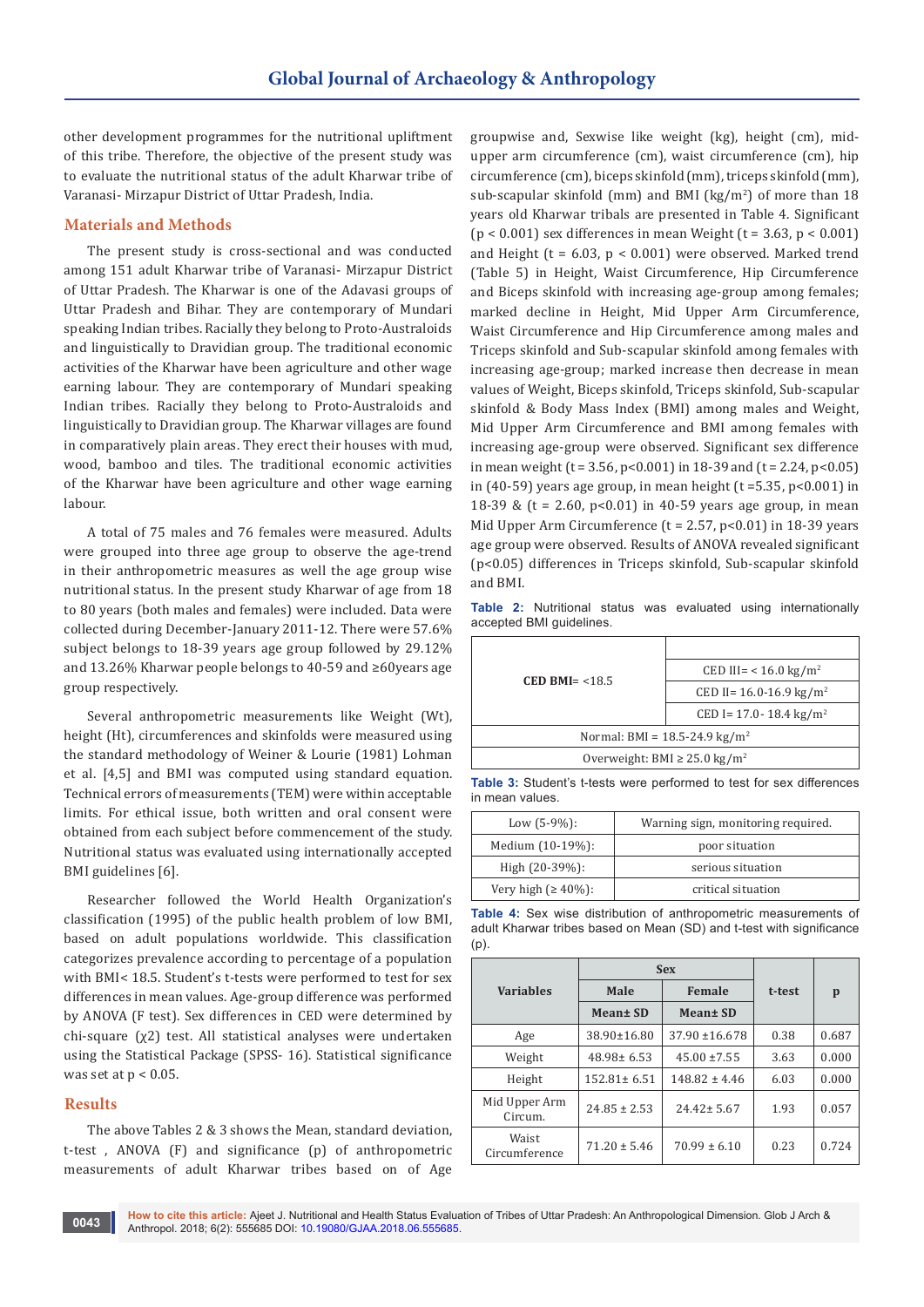other development programmes for the nutritional upliftment of this tribe. Therefore, the objective of the present study was to evaluate the nutritional status of the adult Kharwar tribe of Varanasi- Mirzapur District of Uttar Pradesh, India.

## Materials and Methods

The present study is cross-sectional and was conducted among 151 adult Kharwar tribe of Varanasi- Mirzapur District of Uttar Pradesh. The Kharwar is one of the Adavasi groups of Uttar Pradesh and Bihar. They are contemporary of Mundari speaking Indian tribes. Racially they belong to Proto-Australoids and linguistically to Dravidian group. The traditional economic activities of the Kharwar have been agriculture and other wage earning labour. They are contemporary of Mundari speaking Indian tribes. Racially they belong to Proto-Australoids and linguistically to Dravidian group. The Kharwar villages are found in comparatively plain areas. They erect their houses with mud, wood, bamboo and tiles. The traditional economic activities of the Kharwar have been agriculture and other wage earning labour.

A total of 75 males and 76 females were measured. Adults were grouped into three age group to observe the age-trend in their anthropometric measures as well the age group wise nutritional status. In the present study Kharwar of age from 18 to 80 years (both males and females) were included. Data were collected during December-January 2011-12. There were 57.6% subject belongs to 18-39 years age group followed by 29.12% and 13.26% Kharwar people belongs to 40-59 and ≥60years age group respectively.

Several anthropometric measurements like Weight (Wt), height (Ht), circumferences and skinfolds were measured using the standard methodology of Weiner & Lourie (1981) Lohman et al. [4,5] and BMI was computed using standard equation. Technical errors of measurements (TEM) were within acceptable limits. For ethical issue, both written and oral consent were obtained from each subject before commencement of the study. Nutritional status was evaluated using internationally accepted BMI guidelines [6].

Researcher followed the World Health Organization's classification (1995) of the public health problem of low BMI, based on adult populations worldwide. This classification categorizes prevalence according to percentage of a population with BMI< 18.5. Student's t-tests were performed to test for sex differences in mean values. Age-group difference was performed by ANOVA (F test). Sex differences in CED were determined by chi-square ($\chi 2$) test. All statistical analyses were undertaken using the Statistical Package (SPSS- 16). Statistical significance was set at $p < 0.05$.

## Results

The above Tables 2 & 3 shows the Mean, standard deviation, t-test , ANOVA (F) and significance (p) of anthropometric measurements of adult Kharwar tribes based on of Age groupwise and, Sexwise like weight (kg), height (cm), mid-upper arm circumference (cm), waist circumference (cm), hip circumference (cm), biceps skinfold (mm), triceps skinfold (mm), sub-scapular skinfold (mm) and BMI (kg/m$^2$) of more than 18 years old Kharwar tribals are presented in Table 4. Significant ($p < 0.001$) sex differences in mean Weight ($t = 3.63$, $p < 0.001$) and Height ($t = 6.03$, $p < 0.001$) were observed. Marked trend (Table 5) in Height, Waist Circumference, Hip Circumference and Biceps skinfold with increasing age-group among females; marked decline in Height, Mid Upper Arm Circumference, Waist Circumference and Hip Circumference among males and Triceps skinfold and Sub-scapular skinfold among females with increasing age-group; marked increase then decrease in mean values of Weight, Biceps skinfold, Triceps skinfold, Sub-scapular skinfold & Body Mass Index (BMI) among males and Weight, Mid Upper Arm Circumference and BMI among females with increasing age-group were observed. Significant sex difference in mean weight ($t = 3.56$, $p<0.001$) in 18-39 and ($t = 2.24$, $p<0.05$) in (40-59) years age group, in mean height ($t = 5.35$, $p<0.001$) in 18-39 & ($t = 2.60$, $p<0.01$) in 40-59 years age group, in mean Mid Upper Arm Circumference ($t = 2.57$, $p<0.01$) in 18-39 years age group were observed. Results of ANOVA revealed significant ($p<0.05$) differences in Triceps skinfold, Sub-scapular skinfold and BMI.

**Table 2:** Nutritional status was evaluated using internationally accepted BMI guidelines.

| | |
|---|---|
| **CED BMI**= <18.5 | |
| | CED III= < 16.0 kg/m$^2$ |
| | CED II= 16.0-16.9 kg/m$^2$ |
| | CED I= 17.0- 18.4 kg/m$^2$ |
| Normal: BMI = 18.5-24.9 kg/m$^2$ | |
| Overweight: BMI ≥ 25.0 kg/m$^2$ | |

**Table 3:** Student's t-tests were performed to test for sex differences in mean values.

| | |
|---|---|
| Low (5-9%): | Warning sign, monitoring required. |
| Medium (10-19%): | poor situation |
| High (20-39%): | serious situation |
| Very high (≥ 40%): | critical situation |

**Table 4:** Sex wise distribution of anthropometric measurements of adult Kharwar tribes based on Mean (SD) and t-test with significance (p).

| Variables | Sex | | t-test | p |
|---|---|---|---|---|
| | Male | Female | | |
| | Mean± SD | Mean± SD | | |
| Age | 38.90±16.80 | 37.90 ±16.678 | 0.38 | 0.687 |
| Weight | 48.98± 6.53 | 45.00 ±7.55 | 3.63 | 0.000 |
| Height | 152.81± 6.51 | 148.82 ± 4.46 | 6.03 | 0.000 |
| Mid Upper Arm Circum. | 24.85 ± 2.53 | 24.42± 5.67 | 1.93 | 0.057 |
| Waist Circumference | 71.20 ± 5.46 | 70.99 ± 6.10 | 0.23 | 0.724 |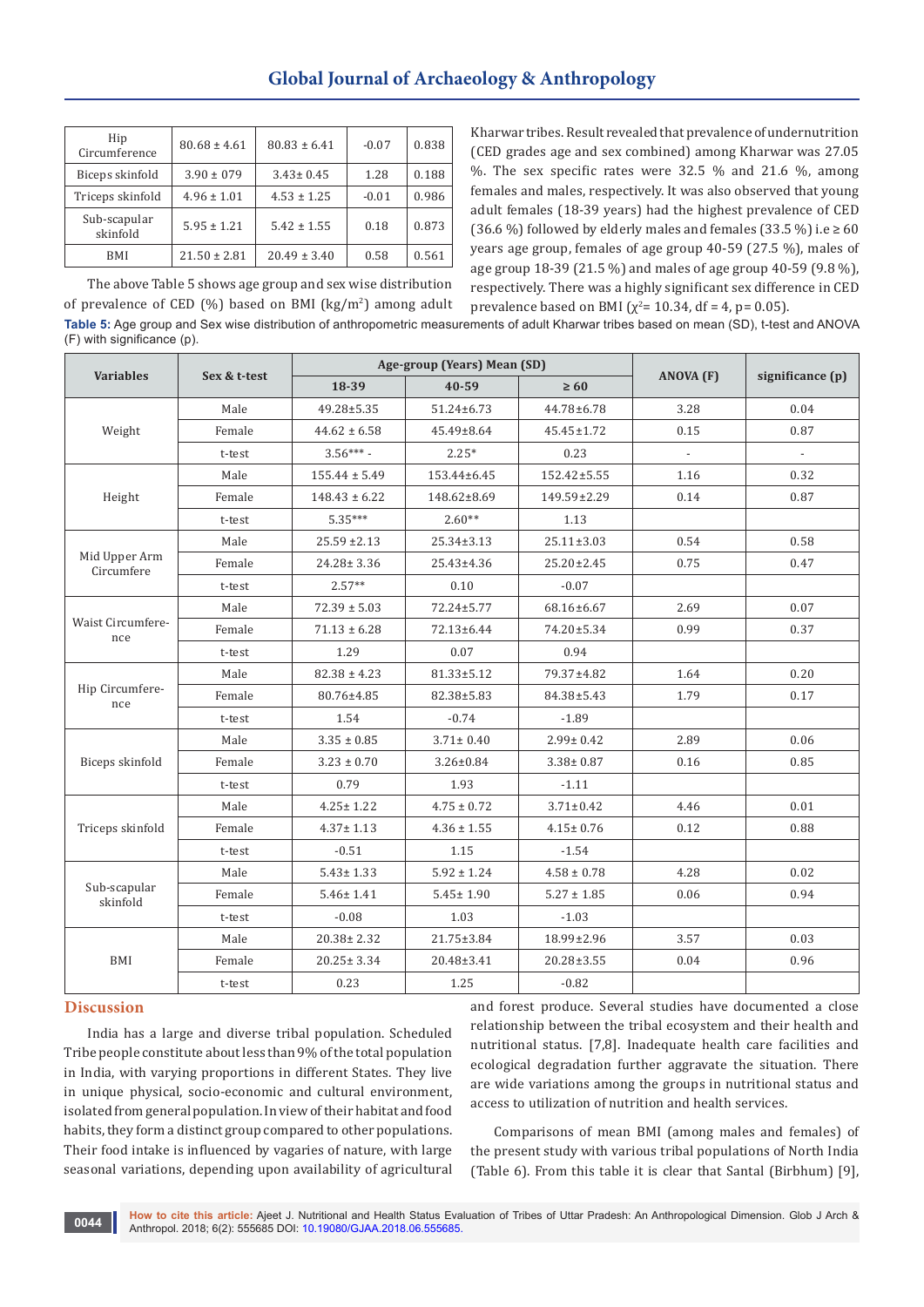| Hip Circumference | 80.68 ± 4.61 | 80.83 ± 6.41 | -0.07 | 0.838 |
|---|---|---|---|---|
| Biceps skinfold | 3.90 ± 079 | 3.43± 0.45 | 1.28 | 0.188 |
| Triceps skinfold | 4.96 ± 1.01 | 4.53 ± 1.25 | -0.01 | 0.986 |
| Sub-scapular skinfold | 5.95 ± 1.21 | 5.42 ± 1.55 | 0.18 | 0.873 |
| BMI | 21.50 ± 2.81 | 20.49 ± 3.40 | 0.58 | 0.561 |

The above Table 5 shows age group and sex wise distribution of prevalence of CED (%) based on BMI (kg/m$^2$) among adult Kharwar tribes. Result revealed that prevalence of undernutrition (CED grades age and sex combined) among Kharwar was 27.05 %. The sex specific rates were 32.5 % and 21.6 %, among females and males, respectively. It was also observed that young adult females (18-39 years) had the highest prevalence of CED (36.6 %) followed by elderly males and females (33.5 %) i.e ≥ 60 years age group, females of age group 40-59 (27.5 %), males of age group 18-39 (21.5 %) and males of age group 40-59 (9.8 %), respectively. There was a highly significant sex difference in CED prevalence based on BMI ($\chi^2$= 10.34, df = 4, p= 0.05).

**Table 5:** Age group and Sex wise distribution of anthropometric measurements of adult Kharwar tribes based on mean (SD), t-test and ANOVA (F) with significance (p).

| Variables | Sex & t-test | Age-group (Years) Mean (SD) | | | ANOVA (F) | significance (p) |
|---|---|---|---|---|---|---|
| | | 18-39 | 40-59 | ≥ 60 | | |
| Weight | Male | 49.28±5.35 | 51.24±6.73 | 44.78±6.78 | 3.28 | 0.04 |
| | Female | 44.62 ± 6.58 | 45.49±8.64 | 45.45±1.72 | 0.15 | 0.87 |
| | t-test | 3.56*** - | 2.25* | 0.23 | - | - |
| Height | Male | 155.44 ± 5.49 | 153.44±6.45 | 152.42±5.55 | 1.16 | 0.32 |
| | Female | 148.43 ± 6.22 | 148.62±8.69 | 149.59±2.29 | 0.14 | 0.87 |
| | t-test | 5.35*** | 2.60** | 1.13 | | |
| Mid Upper Arm Circumfere | Male | 25.59 ±2.13 | 25.34±3.13 | 25.11±3.03 | 0.54 | 0.58 |
| | Female | 24.28± 3.36 | 25.43±4.36 | 25.20±2.45 | 0.75 | 0.47 |
| | t-test | 2.57** | 0.10 | -0.07 | | |
| Waist Circumference | Male | 72.39 ± 5.03 | 72.24±5.77 | 68.16±6.67 | 2.69 | 0.07 |
| | Female | 71.13 ± 6.28 | 72.13±6.44 | 74.20±5.34 | 0.99 | 0.37 |
| | t-test | 1.29 | 0.07 | 0.94 | | |
| Hip Circumference | Male | 82.38 ± 4.23 | 81.33±5.12 | 79.37±4.82 | 1.64 | 0.20 |
| | Female | 80.76±4.85 | 82.38±5.83 | 84.38±5.43 | 1.79 | 0.17 |
| | t-test | 1.54 | -0.74 | -1.89 | | |
| Biceps skinfold | Male | 3.35 ± 0.85 | 3.71± 0.40 | 2.99± 0.42 | 2.89 | 0.06 |
| | Female | 3.23 ± 0.70 | 3.26±0.84 | 3.38± 0.87 | 0.16 | 0.85 |
| | t-test | 0.79 | 1.93 | -1.11 | | |
| Triceps skinfold | Male | 4.25± 1.22 | 4.75 ± 0.72 | 3.71±0.42 | 4.46 | 0.01 |
| | Female | 4.37± 1.13 | 4.36 ± 1.55 | 4.15± 0.76 | 0.12 | 0.88 |
| | t-test | -0.51 | 1.15 | -1.54 | | |
| Sub-scapular skinfold | Male | 5.43± 1.33 | 5.92 ± 1.24 | 4.58 ± 0.78 | 4.28 | 0.02 |
| | Female | 5.46± 1.41 | 5.45± 1.90 | 5.27 ± 1.85 | 0.06 | 0.94 |
| | t-test | -0.08 | 1.03 | -1.03 | | |
| BMI | Male | 20.38± 2.32 | 21.75±3.84 | 18.99±2.96 | 3.57 | 0.03 |
| | Female | 20.25± 3.34 | 20.48±3.41 | 20.28±3.55 | 0.04 | 0.96 |
| | t-test | 0.23 | 1.25 | -0.82 | | |

## Discussion

India has a large and diverse tribal population. Scheduled Tribe people constitute about less than 9% of the total population in India, with varying proportions in different States. They live in unique physical, socio-economic and cultural environment, isolated from general population. In view of their habitat and food habits, they form a distinct group compared to other populations. Their food intake is influenced by vagaries of nature, with large seasonal variations, depending upon availability of agricultural and forest produce. Several studies have documented a close relationship between the tribal ecosystem and their health and nutritional status. [7,8]. Inadequate health care facilities and ecological degradation further aggravate the situation. There are wide variations among the groups in nutritional status and access to utilization of nutrition and health services.

Comparisons of mean BMI (among males and females) of the present study with various tribal populations of North India (Table 6). From this table it is clear that Santal (Birbhum) [9],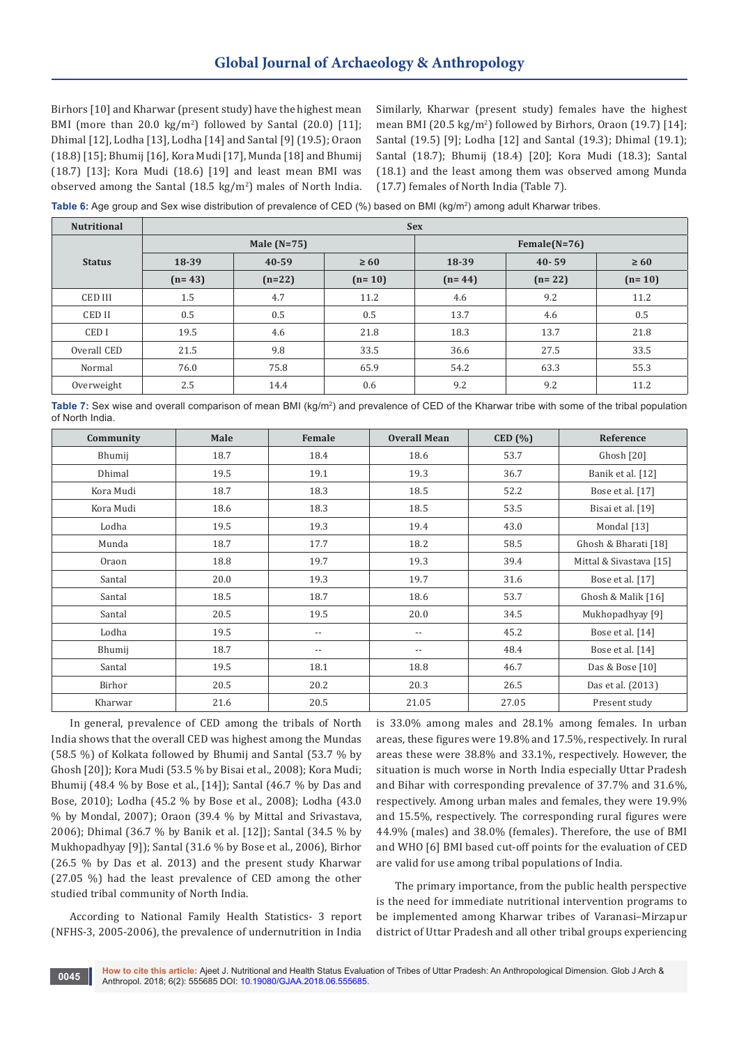Birhors [10] and Kharwar (present study) have the highest mean BMI (more than 20.0 kg/m$^2$) followed by Santal (20.0) [11]; Dhimal [12], Lodha [13], Lodha [14] and Santal [9] (19.5); Oraon (18.8) [15]; Bhumij [16], Kora Mudi [17], Munda [18] and Bhumij (18.7) [13]; Kora Mudi (18.6) [19] and least mean BMI was observed among the Santal (18.5 kg/m$^2$) males of North India. Similarly, Kharwar (present study) females have the highest mean BMI (20.5 kg/m$^2$) followed by Birhors, Oraon (19.7) [14]; Santal (19.5) [9]; Lodha [12] and Santal (19.3); Dhimal (19.1); Santal (18.7); Bhumij (18.4) [20]; Kora Mudi (18.3); Santal (18.1) and the least among them was observed among Munda (17.7) females of North India (Table 7).

**Table 6:** Age group and Sex wise distribution of prevalence of CED (%) based on BMI (kg/m$^2$) among adult Kharwar tribes.

| Nutritional | Sex | | | | | |
|---|---|---|---|---|---|---|
| Status | Male (N=75) | | | Female(N=76) | | |
| | 18-39 | 40-59 | ≥ 60 | 18-39 | 40- 59 | ≥ 60 |
| | (n= 43) | (n=22) | (n= 10) | (n= 44) | (n= 22) | (n= 10) |
| CED III | 1.5 | 4.7 | 11.2 | 4.6 | 9.2 | 11.2 |
| CED II | 0.5 | 0.5 | 0.5 | 13.7 | 4.6 | 0.5 |
| CED I | 19.5 | 4.6 | 21.8 | 18.3 | 13.7 | 21.8 |
| Overall CED | 21.5 | 9.8 | 33.5 | 36.6 | 27.5 | 33.5 |
| Normal | 76.0 | 75.8 | 65.9 | 54.2 | 63.3 | 55.3 |
| Overweight | 2.5 | 14.4 | 0.6 | 9.2 | 9.2 | 11.2 |

**Table 7:** Sex wise and overall comparison of mean BMI (kg/m$^2$) and prevalence of CED of the Kharwar tribe with some of the tribal population of North India.

| Community | Male | Female | Overall Mean | CED (%) | Reference |
|---|---|---|---|---|---|
| Bhumij | 18.7 | 18.4 | 18.6 | 53.7 | Ghosh [20] |
| Dhimal | 19.5 | 19.1 | 19.3 | 36.7 | Banik et al. [12] |
| Kora Mudi | 18.7 | 18.3 | 18.5 | 52.2 | Bose et al. [17] |
| Kora Mudi | 18.6 | 18.3 | 18.5 | 53.5 | Bisai et al. [19] |
| Lodha | 19.5 | 19.3 | 19.4 | 43.0 | Mondal [13] |
| Munda | 18.7 | 17.7 | 18.2 | 58.5 | Ghosh & Bharati [18] |
| Oraon | 18.8 | 19.7 | 19.3 | 39.4 | Mittal & Sivastava [15] |
| Santal | 20.0 | 19.3 | 19.7 | 31.6 | Bose et al. [17] |
| Santal | 18.5 | 18.7 | 18.6 | 53.7 | Ghosh & Malik [16] |
| Santal | 20.5 | 19.5 | 20.0 | 34.5 | Mukhopadhyay [9] |
| Lodha | 19.5 | -- | -- | 45.2 | Bose et al. [14] |
| Bhumij | 18.7 | -- | -- | 48.4 | Bose et al. [14] |
| Santal | 19.5 | 18.1 | 18.8 | 46.7 | Das & Bose [10] |
| Birhor | 20.5 | 20.2 | 20.3 | 26.5 | Das et al. (2013) |
| Kharwar | 21.6 | 20.5 | 21.05 | 27.05 | Present study |

In general, prevalence of CED among the tribals of North India shows that the overall CED was highest among the Mundas (58.5 %) of Kolkata followed by Bhumij and Santal (53.7 % by Ghosh [20]); Kora Mudi (53.5 % by Bisai et al., 2008); Kora Mudi; Bhumij (48.4 % by Bose et al., [14]); Santal (46.7 % by Das and Bose, 2010); Lodha (45.2 % by Bose et al., 2008); Lodha (43.0 % by Mondal, 2007); Oraon (39.4 % by Mittal and Srivastava, 2006); Dhimal (36.7 % by Banik et al. [12]); Santal (34.5 % by Mukhopadhyay [9]); Santal (31.6 % by Bose et al., 2006), Birhor (26.5 % by Das et al. 2013) and the present study Kharwar (27.05 %) had the least prevalence of CED among the other studied tribal community of North India.

According to National Family Health Statistics- 3 report (NFHS-3, 2005-2006), the prevalence of undernutrition in India is 33.0% among males and 28.1% among females. In urban areas, these figures were 19.8% and 17.5%, respectively. In rural areas these were 38.8% and 33.1%, respectively. However, the situation is much worse in North India especially Uttar Pradesh and Bihar with corresponding prevalence of 37.7% and 31.6%, respectively. Among urban males and females, they were 19.9% and 15.5%, respectively. The corresponding rural figures were 44.9% (males) and 38.0% (females). Therefore, the use of BMI and WHO [6] BMI based cut-off points for the evaluation of CED are valid for use among tribal populations of India.

The primary importance, from the public health perspective is the need for immediate nutritional intervention programs to be implemented among Kharwar tribes of Varanasi–Mirzapur district of Uttar Pradesh and all other tribal groups experiencing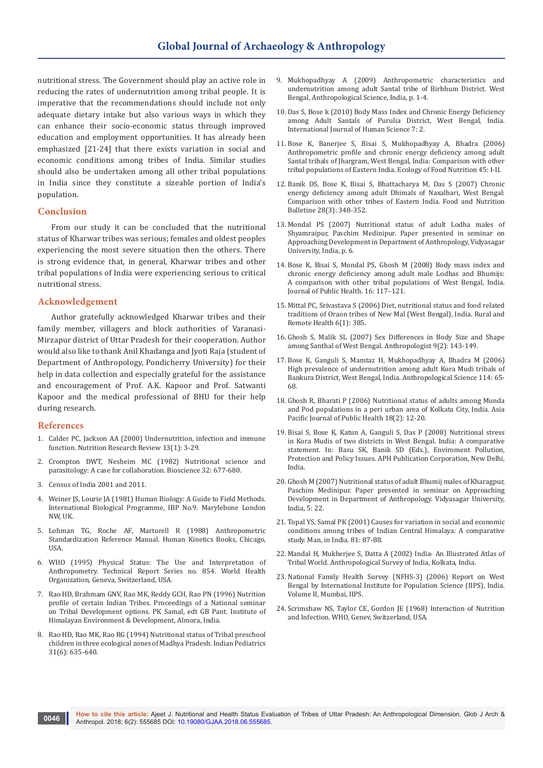nutritional stress. The Government should play an active role in reducing the rates of undernutrition among tribal people. It is imperative that the recommendations should include not only adequate dietary intake but also various ways in which they can enhance their socio-economic status through improved education and employment opportunities. It has already been emphasized [21-24] that there exists variation in social and economic conditions among tribes of India. Similar studies should also be undertaken among all other tribal populations in India since they constitute a sizeable portion of India's population.

## Conclusion

From our study it can be concluded that the nutritional status of Kharwar tribes was serious; females and oldest peoples experiencing the most severe situation then the others. There is strong evidence that, in general, Kharwar tribes and other tribal populations of India were experiencing serious to critical nutritional stress.

## Acknowledgement

Author gratefully acknowledged Kharwar tribes and their family member, villagers and block authorities of Varanasi-Mirzapur district of Uttar Pradesh for their cooperation. Author would also like to thank Anil Khadanga and Jyoti Raja (student of Department of Anthropology, Pondicherry University) for their help in data collection and especially grateful for the assistance and encouragement of Prof. A.K. Kapoor and Prof. Satwanti Kapoor and the medical professional of BHU for their help during research.

## References

1. Calder PC, Jackson AA (2000) Undernutrition, infection and immune function. Nutrition Research Review 13(1): 3-29.
2. Crompton DWT, Nesheim MC (1982) Nutritional science and parasitology: A case for collaboration. Bioscience 32: 677-680.
3. Census of India 2001 and 2011.
4. Weiner JS, Lourie JA (1981) Human Biology: A Guide to Field Methods. International Biological Programme, IBP No.9. Marylebone London NW, UK.
5. Lohman TG, Roche AF, Martorell R (1988) Anthropometric Standardization Reference Manual. Human Kinetics Books, Chicago, USA.
6. WHO (1995) Physical Status: The Use and Interpretation of Anthropometry. Technical Report Series no. 854. World Health Organization, Geneva, Switzerland, USA.
7. Rao HD, Brahmam GNV, Rao MK, Reddy GCH, Rao PN (1996) Nutrition profile of certain Indian Tribes. Proceedings of a National seminar on Tribal Development options. PK Samal, edt GB Pant. Institute of Himalayan Environment & Development, Almora, India.
8. Rao HD, Rao MK, Rao RG (1994) Nutritional status of Tribal preschool children in three ecological zones of Madhya Pradesh. Indian Pediatrics 31(6): 635-640.
9. Mukhopadhyay A (2009) Anthropometric characteristics and undernutrition among adult Santal tribe of Birbhum District. West Bengal, Anthropological Science, India, p. 1-4.
10. Das S, Bose k (2010) Body Mass Index and Chronic Energy Deficiency among Adult Santals of Purulia District, West Bengal, India. International Journal of Human Science 7: 2.
11. Bose K, Banerjee S, Bisai S, Mukhopadhyay A, Bhadra (2006) Anthropometric profile and chronic energy deficiency among adult Santal tribals of Jhargram, West Bengal, India: Comparison with other tribal populations of Eastern India. Ecology of Food Nutrition 45: I-II.
12. Banik DS, Bose K, Bisai S, Bhattacharya M, Das S (2007) Chronic energy deficiency among adult Dhimals of Naxalbari, West Bengal: Comparison with other tribes of Eastern India. Food and Nutrition Bulletine 28(3): 348-352.
13. Mondal PS (2007) Nutritional status of adult Lodha males of Shyamraipur, Paschim Medinipur. Paper presented in seminar on Approaching Development in Department of Anthropology, Vidyasagar University, India, p. 6.
14. Bose K, Bisai S, Mondal PS, Ghosh M (2008) Body mass index and chronic energy deficiency among adult male Lodhas and Bhumijs: A comparison with other tribal populations of West Bengal, India. Journal of Public Health. 16: 117–121.
15. Mittal PC, Srivastava S (2006) Diet, nutritional status and food related traditions of Oraon tribes of New Mal (West Bengal), India. Rural and Remote Health 6(1): 385.
16. Ghosh S, Malik SL (2007) Sex Differences in Body Size and Shape among Santhal of West Bengal. Anthropologist 9(2): 143-149.
17. Bose K, Ganguli S, Mamtaz H, Mukhopadhyay A, Bhadra M (2006) High prevalence of undernutrition among adult Kora Mudi tribals of Bankura District, West Bengal, India. Anthropological Science 114: 65-68.
18. Ghosh R, Bharati P (2006) Nutritional status of adults among Munda and Pod populations in a peri urban area of Kolkata City, India. Asia Pacific Journal of Public Health 18(2): 12-20.
19. Bisai S, Bose K, Katun A, Ganguli S, Das P (2008) Nutritional stress in Kora Mudis of two districts in West Bengal. India: A comparative statement. In: Basu SK, Banik SD (Eds.), Enviroment Pollution, Protection and Policy Issues. APH Publication Corporation, New Delhi, India.
20. Ghosh M (2007) Nutritional status of adult Bhumij males of Kharagpur, Paschim Medinipur. Paper presented in seminar on Approaching Development in Department of Anthropology. Vidyasagar University, India, 5: 22.
21. Topal YS, Samal PK (2001) Causes for variation in social and economic conditions among tribes of Indian Central Himalaya: A comparative study. Man, in India. 81: 87-88.
22. Mandal H, Mukherjee S, Datta A (2002) India- An Illustrated Atlas of Tribal World. Anthropological Survey of India, Kolkata, India.
23. National Family Health Survey (NFHS-3) (2006) Report on West Bengal by International Institute for Population Science (IIPS), India. Volume II, Mumbai, IIPS.
24. Scrimshaw NS, Taylor CE, Gordon JE (1968) Interaction of Nutrition and Infection. WHO, Genev, Switzerland, USA.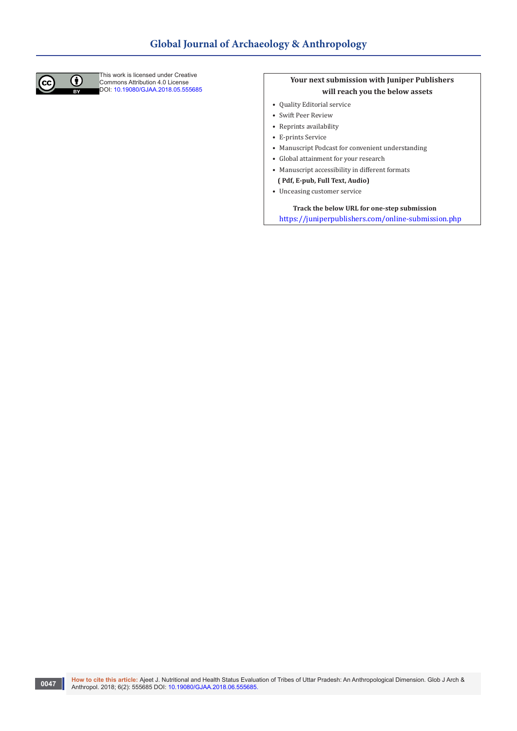This work is licensed under Creative Commons Attribution 4.0 License
DOI: 10.19080/GJAA.2018.05.555685

**Your next submission with Juniper Publishers will reach you the below assets**

- Quality Editorial service
- Swift Peer Review
- Reprints availability
- E-prints Service
- Manuscript Podcast for convenient understanding
- Global attainment for your research
- Manuscript accessibility in different formats

**( Pdf, E-pub, Full Text, Audio)**

- Unceasing customer service

**Track the below URL for one-step submission**

https://juniperpublishers.com/online-submission.php

**How to cite this article:** Ajeet J. Nutritional and Health Status Evaluation of Tribes of Uttar Pradesh: An Anthropological Dimension. Glob J Arch & Anthropol. 2018; 6(2): 555685 DOI: 10.19080/GJAA.2018.06.555685.